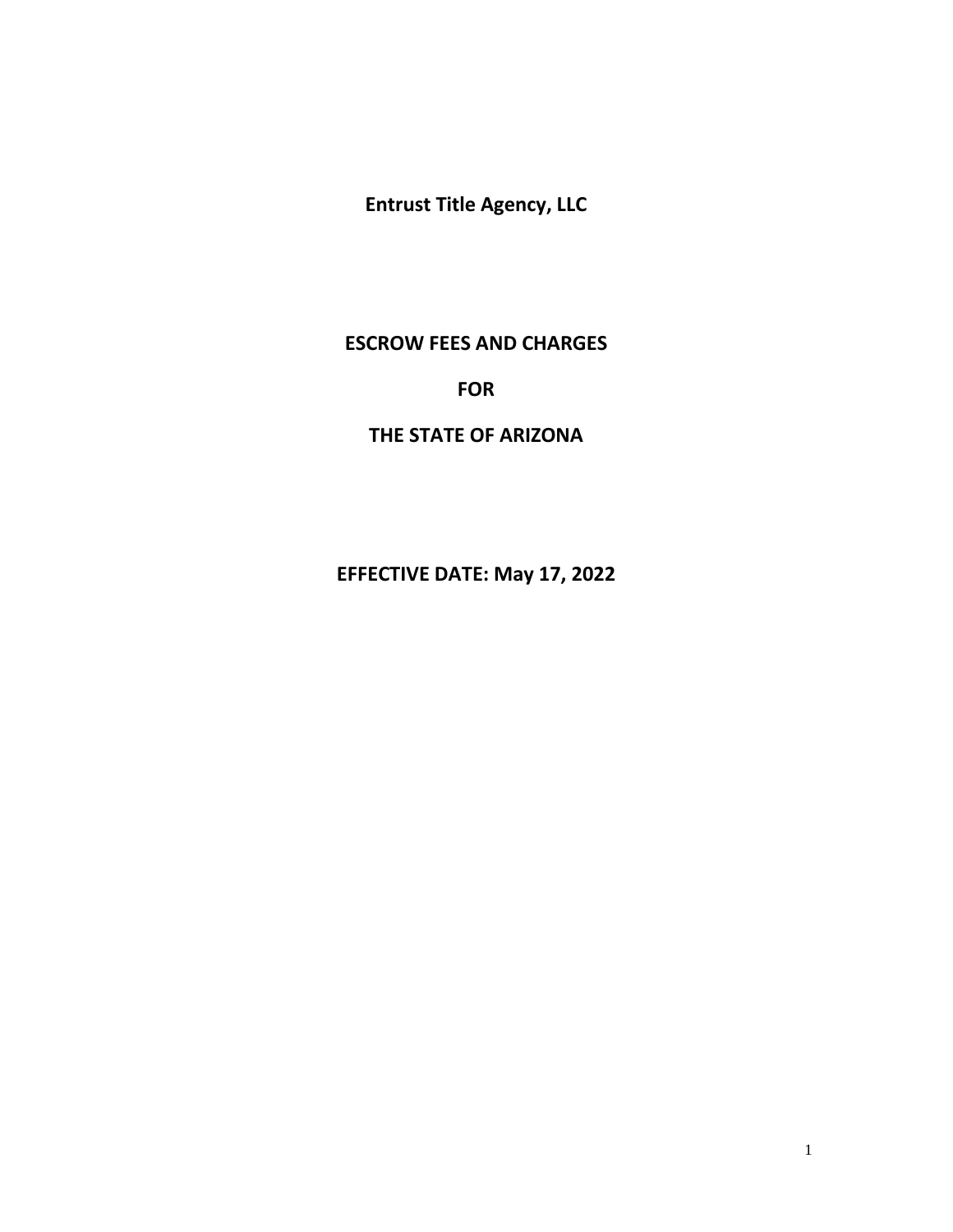**Entrust Title Agency, LLC**

# ESCROW FEES AND CHARGES

# FOR

# THE STATE OF ARIZONA

**EFFECTIVE DATE: May 17, 2022**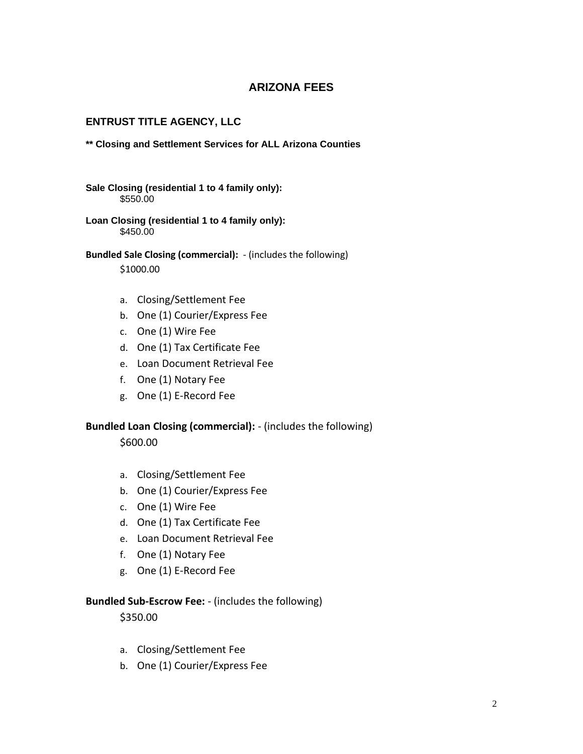# ARIZONA FEES

## ENTRUST TITLE AGENCY, LLC

**** Closing and Settlement Services for ALL Arizona Counties**

**Sale Closing (residential 1 to 4 family only):**
$550.00

**Loan Closing (residential 1 to 4 family only):**
$450.00

**Bundled Sale Closing (commercial):** - (includes the following)
$1000.00

a. Closing/Settlement Fee
b. One (1) Courier/Express Fee
c. One (1) Wire Fee
d. One (1) Tax Certificate Fee
e. Loan Document Retrieval Fee
f. One (1) Notary Fee
g. One (1) E-Record Fee

**Bundled Loan Closing (commercial):** - (includes the following)
$600.00

a. Closing/Settlement Fee
b. One (1) Courier/Express Fee
c. One (1) Wire Fee
d. One (1) Tax Certificate Fee
e. Loan Document Retrieval Fee
f. One (1) Notary Fee
g. One (1) E-Record Fee

**Bundled Sub-Escrow Fee:** - (includes the following)
$350.00

a. Closing/Settlement Fee
b. One (1) Courier/Express Fee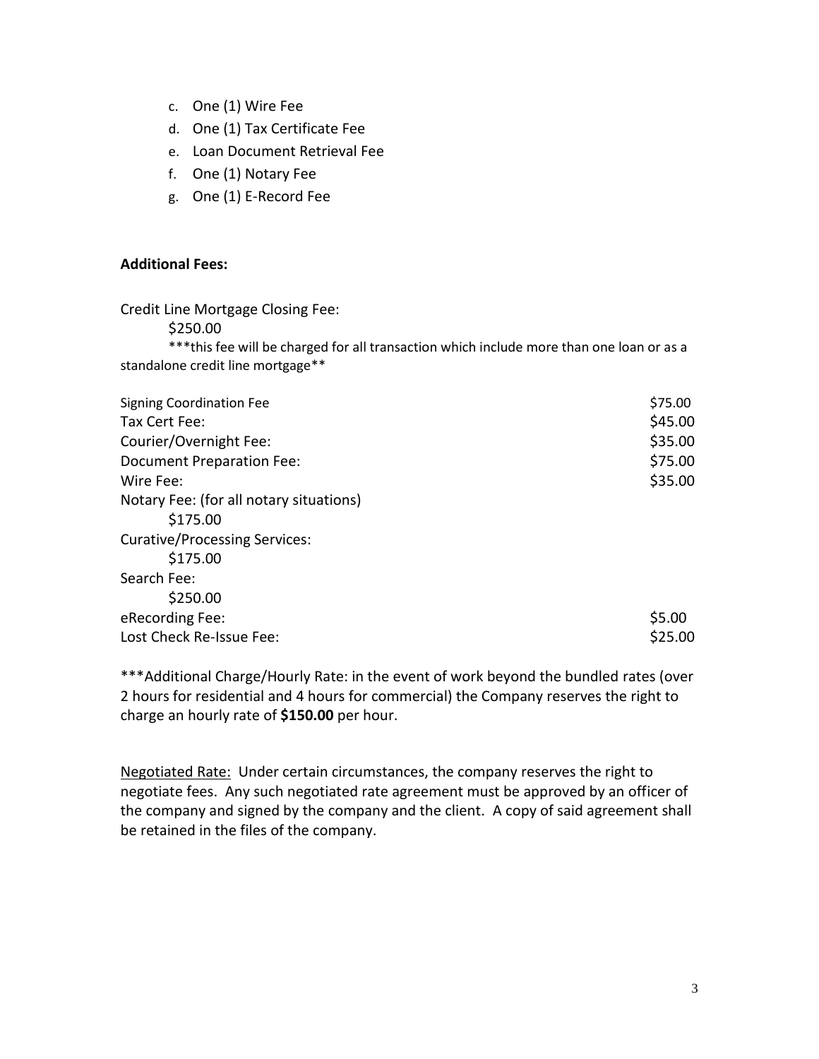c. One (1) Wire Fee
d. One (1) Tax Certificate Fee
e. Loan Document Retrieval Fee
f. One (1) Notary Fee
g. One (1) E-Record Fee

**Additional Fees:**

Credit Line Mortgage Closing Fee:
$250.00
***this fee will be charged for all transaction which include more than one loan or as a standalone credit line mortgage**

| | |
|---|---|
| Signing Coordination Fee | $75.00 |
| Tax Cert Fee: | $45.00 |
| Courier/Overnight Fee: | $35.00 |
| Document Preparation Fee: | $75.00 |
| Wire Fee: | $35.00 |
| Notary Fee: (for all notary situations) | |
| $175.00 | |
| Curative/Processing Services: | |
| $175.00 | |
| Search Fee: | |
| $250.00 | |
| eRecording Fee: | $5.00 |
| Lost Check Re-Issue Fee: | $25.00 |

***Additional Charge/Hourly Rate: in the event of work beyond the bundled rates (over 2 hours for residential and 4 hours for commercial) the Company reserves the right to charge an hourly rate of **$150.00** per hour.

Negotiated Rate: Under certain circumstances, the company reserves the right to negotiate fees. Any such negotiated rate agreement must be approved by an officer of the company and signed by the company and the client. A copy of said agreement shall be retained in the files of the company.